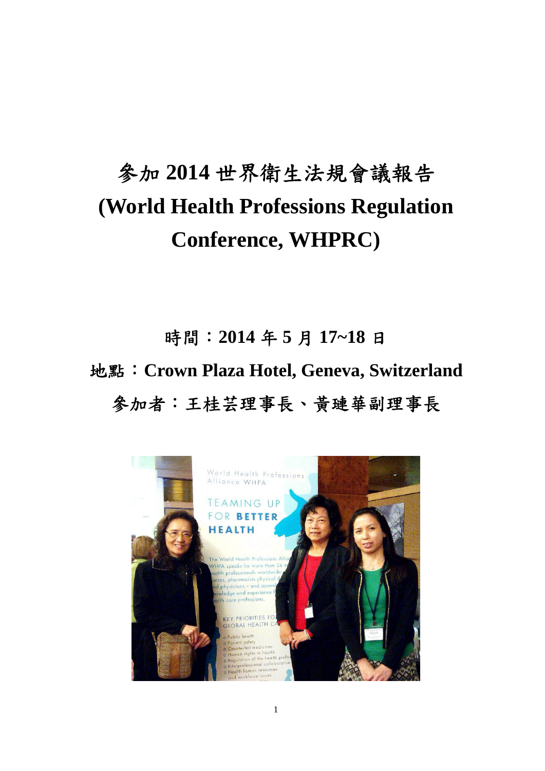# 參加 2014 世界衛生法規會議報告 (World Health Professions Regulation Conference, WHPRC)

## 時間：2014 年 5 月 17~18 日

## 地點：Crown Plaza Hotel, Geneva, Switzerland

## 參加者：王桂芸理事長、黃璉華副理事長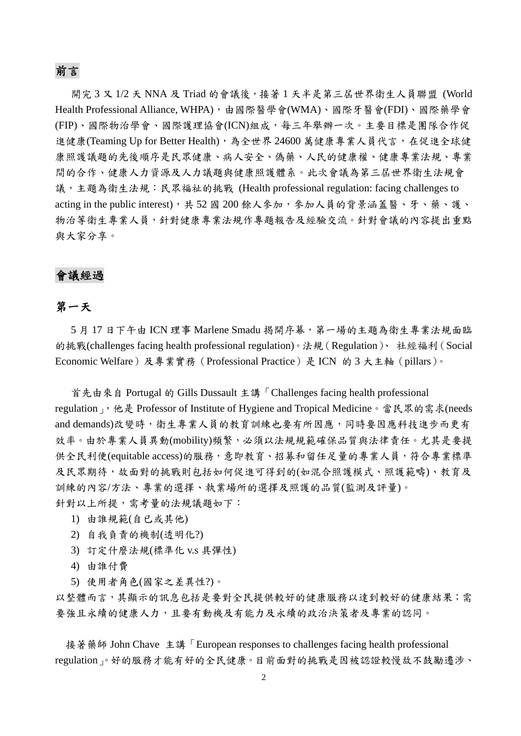## 前言

開完 3 又 1/2 天 NNA 及 Triad 的會議後，接著 1 天半是第三屆世界衛生人員聯盟 (World Health Professional Alliance, WHPA)，由國際醫學會(WMA)、國際牙醫會(FDI)、國際藥學會(FIP)、國際物治學會、國際護理協會(ICN)組成，每三年舉辦一次。主要目標是團隊合作促進健康(Teaming Up for Better Health)，為全世界 24600 萬健康專業人員代言，在促進全球健康照護議題的先後順序是民眾健康、病人安全、偽藥、人民的健康權、健康專業法規、專業間的合作、健康人力資源及人力議題與健康照護體系。此次會議為第三屆世界衛生法規會議，主題為衛生法規：民眾福祉的挑戰 (Health professional regulation: facing challenges to acting in the public interest)，共 52 國 200 餘人參加，參加人員的背景涵蓋醫、牙、藥、護、物治等衛生專業人員，針對健康專業法規作專題報告及經驗交流。針對會議的內容提出重點與大家分享。

## 會議經過

### 第一天

5 月 17 日下午由 ICN 理事 Marlene Smadu 揭開序幕，第一場的主題為衛生專業法規面臨的挑戰(challenges facing health professional regulation)。法規（Regulation）、 社經福利（Social Economic Welfare）及專業實務（Professional Practice）是 ICN 的 3 大主軸（pillars）。

首先由來自 Portugal 的 Gills Dussault 主講「Challenges facing health professional regulation」，他是 Professor of Institute of Hygiene and Tropical Medicine。當民眾的需求(needs and demands)改變時，衛生專業人員的教育訓練也要有所因應，同時要因應科技進步而更有效率。由於專業人員異動(mobility)頻繁，必須以法規規範確保品質與法律責任。尤其是要提供全民利便(equitable access)的服務，意即教育、招募和留任足量的專業人員，符合專業標準及民眾期待，故面對的挑戰則包括如何促進可得到的(如混合照護模式、照護範疇)、教育及訓練的內容/方法、專業的選擇、執業場所的選擇及照護的品質(監測及評量)。

針對以上所提，需考量的法規議題如下：

1) 由誰規範(自已或其他)
2) 自我負責的機制(透明化?)
3) 訂定什麼法規(標準化 v.s 具彈性)
4) 由誰付費
5) 使用者角色(國家之差異性?)。

以整體而言，其顯示的訊息包括是要對全民提供較好的健康服務以達到較好的健康結果；需要強且永續的健康人力，且要有動機及有能力及永續的政治決策者及專業的認同。

接著藥師 John Chave 主講「European responses to challenges facing health professional regulation」。好的服務才能有好的全民健康。目前面對的挑戰是因被認證較慢故不鼓勵遷涉、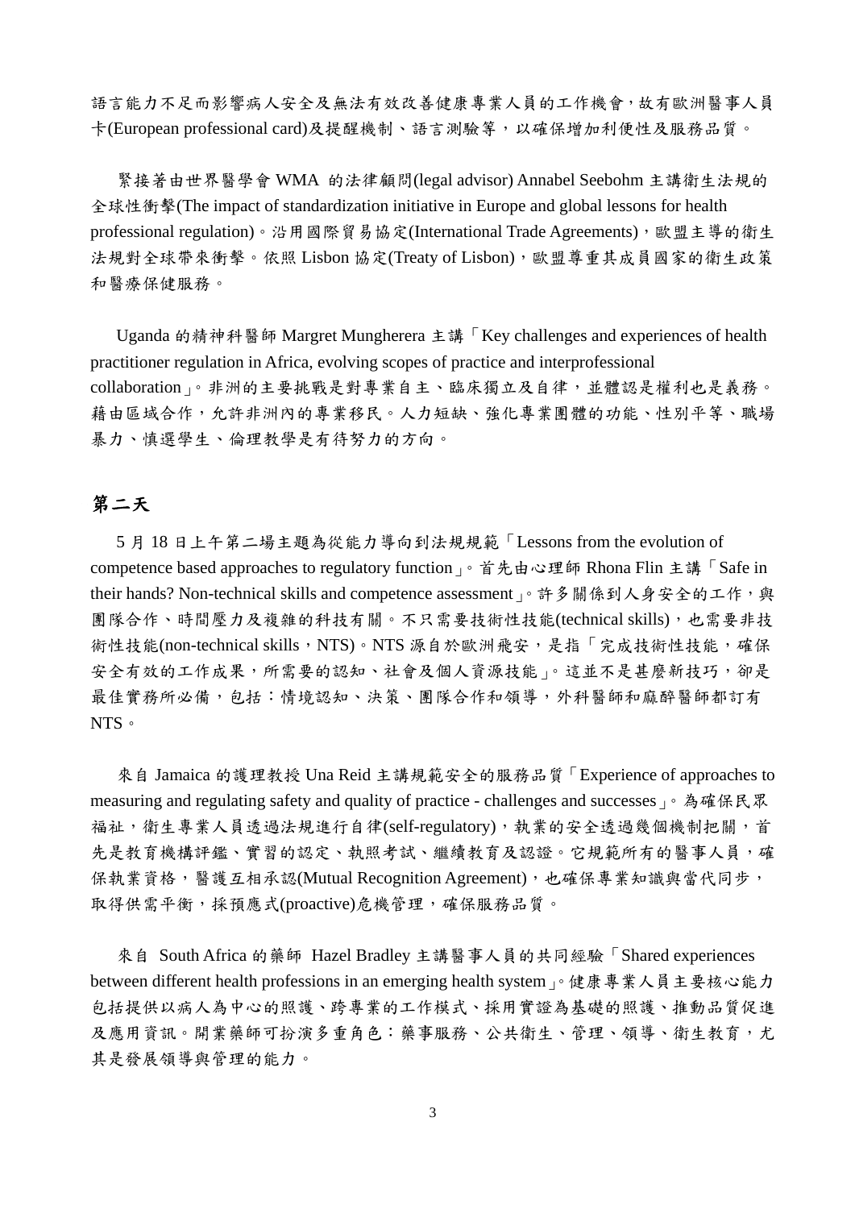語言能力不足而影響病人安全及無法有效改善健康專業人員的工作機會，故有歐洲醫事人員卡(European professional card)及提醒機制、語言測驗等，以確保增加利便性及服務品質。

緊接著由世界醫學會 WMA 的法律顧問(legal advisor) Annabel Seebohm 主講衛生法規的全球性衝擊(The impact of standardization initiative in Europe and global lessons for health professional regulation)。沿用國際貿易協定(International Trade Agreements)，歐盟主導的衛生法規對全球帶來衝擊。依照 Lisbon 協定(Treaty of Lisbon)，歐盟尊重其成員國家的衛生政策和醫療保健服務。

Uganda 的精神科醫師 Margret Mungherera 主講「Key challenges and experiences of health practitioner regulation in Africa, evolving scopes of practice and interprofessional collaboration」。非洲的主要挑戰是對專業自主、臨床獨立及自律，並體認是權利也是義務。藉由區域合作，允許非洲內的專業移民。人力短缺、強化專業團體的功能、性別平等、職場暴力、慎選學生、倫理教學是有待努力的方向。

## 第二天

5 月 18 日上午第二場主題為從能力導向到法規規範「Lessons from the evolution of competence based approaches to regulatory function」。首先由心理師 Rhona Flin 主講「Safe in their hands? Non-technical skills and competence assessment」。許多關係到人身安全的工作，與團隊合作、時間壓力及複雜的科技有關。不只需要技術性技能(technical skills)，也需要非技術性技能(non-technical skills，NTS)。NTS 源自於歐洲飛安，是指「完成技術性技能，確保安全有效的工作成果，所需要的認知、社會及個人資源技能」。這並不是甚麼新技巧，卻是最佳實務所必備，包括：情境認知、決策、團隊合作和領導，外科醫師和麻醉醫師都訂有 NTS。

來自 Jamaica 的護理教授 Una Reid 主講規範安全的服務品質「Experience of approaches to measuring and regulating safety and quality of practice - challenges and successes」。為確保民眾福祉，衛生專業人員透過法規進行自律(self-regulatory)，執業的安全透過幾個機制把關，首先是教育機構評鑑、實習的認定、執照考試、繼續教育及認證。它規範所有的醫事人員，確保執業資格，醫護互相承認(Mutual Recognition Agreement)，也確保專業知識與當代同步，取得供需平衡，採預應式(proactive)危機管理，確保服務品質。

來自 South Africa 的藥師 Hazel Bradley 主講醫事人員的共同經驗「Shared experiences between different health professions in an emerging health system」。健康專業人員主要核心能力包括提供以病人為中心的照護、跨專業的工作模式、採用實證為基礎的照護、推動品質促進及應用資訊。開業藥師可扮演多重角色：藥事服務、公共衛生、管理、領導、衛生教育，尤其是發展領導與管理的能力。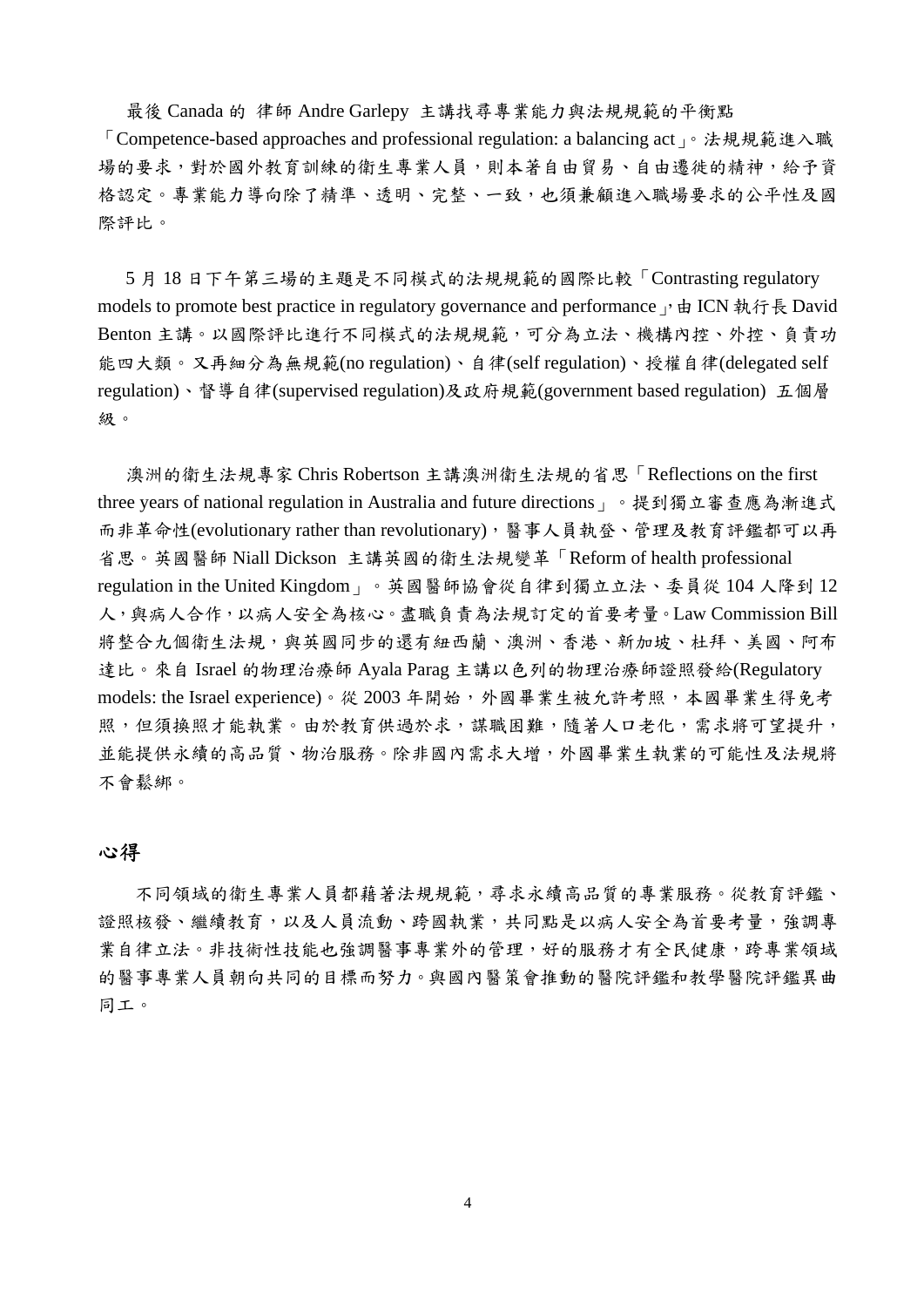最後 Canada 的 律師 Andre Garlepy 主講找尋專業能力與法規規範的平衡點「Competence-based approaches and professional regulation: a balancing act」。法規規範進入職場的要求，對於國外教育訓練的衛生專業人員，則本著自由貿易、自由遷徙的精神，給予資格認定。專業能力導向除了精準、透明、完整、一致，也須兼顧進入職場要求的公平性及國際評比。

5 月 18 日下午第三場的主題是不同模式的法規規範的國際比較「Contrasting regulatory models to promote best practice in regulatory governance and performance」，由 ICN 執行長 David Benton 主講。以國際評比進行不同模式的法規規範，可分為立法、機構內控、外控、負責功能四大類。又再細分為無規範(no regulation)、自律(self regulation)、授權自律(delegated self regulation)、督導自律(supervised regulation)及政府規範(government based regulation) 五個層級。

澳洲的衛生法規專家 Chris Robertson 主講澳洲衛生法規的省思「Reflections on the first three years of national regulation in Australia and future directions」。提到獨立審查應為漸進式而非革命性(evolutionary rather than revolutionary)，醫事人員執登、管理及教育評鑑都可以再省思。英國醫師 Niall Dickson 主講英國的衛生法規變革「Reform of health professional regulation in the United Kingdom」。英國醫師協會從自律到獨立立法、委員從 104 人降到 12 人，與病人合作，以病人安全為核心。盡職負責為法規訂定的首要考量。Law Commission Bill 將整合九個衛生法規，與英國同步的還有紐西蘭、澳洲、香港、新加坡、杜拜、美國、阿布達比。來自 Israel 的物理治療師 Ayala Parag 主講以色列的物理治療師證照發給(Regulatory models: the Israel experience)。從 2003 年開始，外國畢業生被允許考照，本國畢業生得免考照，但須換照才能執業。由於教育供過於求，謀職困難，隨著人口老化，需求將可望提升，並能提供永續的高品質、物治服務。除非國內需求大增，外國畢業生執業的可能性及法規將不會鬆綁。

## 心得

不同領域的衛生專業人員都藉著法規規範，尋求永續高品質的專業服務。從教育評鑑、證照核發、繼續教育，以及人員流動、跨國執業，共同點是以病人安全為首要考量，強調專業自律立法。非技術性技能也強調醫事專業外的管理，好的服務才有全民健康，跨專業領域的醫事專業人員朝向共同的目標而努力。與國內醫策會推動的醫院評鑑和教學醫院評鑑異曲同工。